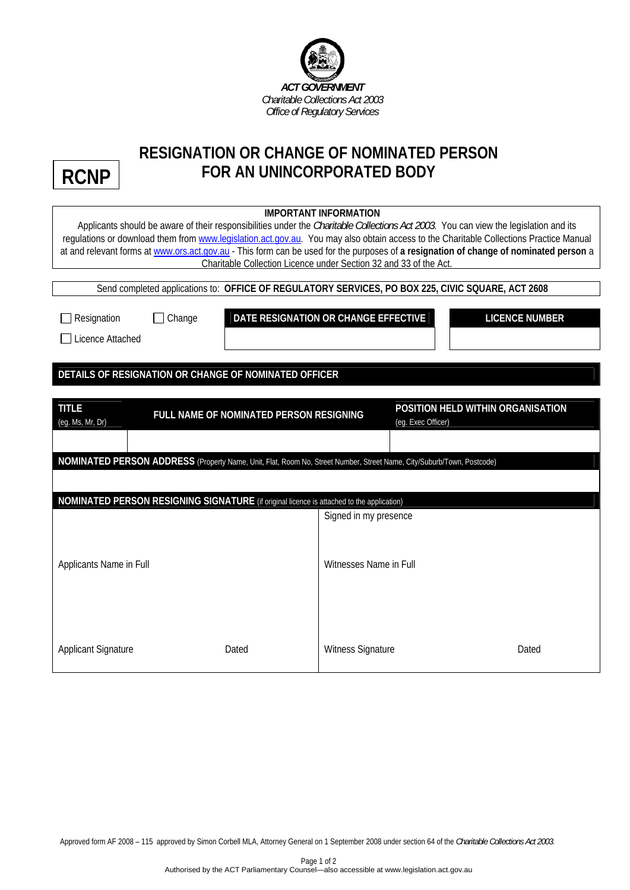*ACT GOVERNMENT*
*Charitable Collections Act 2003*
*Office of Regulatory Services*

# RESIGNATION OR CHANGE OF NOMINATED PERSON FOR AN UNINCORPORATED BODY

**RCNP**

**IMPORTANT INFORMATION**

Applicants should be aware of their responsibilities under the *Charitable Collections Act 2003*. You can view the legislation and its regulations or download them from www.legislation.act.gov.au. You may also obtain access to the Charitable Collections Practice Manual at and relevant forms at www.ors.act.gov.au - This form can be used for the purposes of **a resignation of change of nominated person** a Charitable Collection Licence under Section 32 and 33 of the Act.

Send completed applications to: **OFFICE OF REGULATORY SERVICES, PO BOX 225, CIVIC SQUARE, ACT 2608**

☐ Resignation ☐ Change

☐ Licence Attached

| DATE RESIGNATION OR CHANGE EFFECTIVE | LICENCE NUMBER |
| --- | --- |
| | |

## DETAILS OF RESIGNATION OR CHANGE OF NOMINATED OFFICER

| TITLE (eg. Ms, Mr, Dr) | FULL NAME OF NOMINATED PERSON RESIGNING | POSITION HELD WITHIN ORGANISATION (eg. Exec Officer) |
| --- | --- | --- |
| | | |

**NOMINATED PERSON ADDRESS** (Property Name, Unit, Flat, Room No, Street Number, Street Name, City/Suburb/Town, Postcode)

**NOMINATED PERSON RESIGNING SIGNATURE** (if original licence is attached to the application)

| | Signed in my presence |
| --- | --- |
| Applicants Name in Full | Witnesses Name in Full |
| Applicant Signature Dated | Witness Signature Dated |

Approved form AF 2008 – 115 approved by Simon Corbell MLA, Attorney General on 1 September 2008 under section 64 of the *Charitable Collections Act 2003*.

Authorised by the ACT Parliamentary Counsel—also accessible at www.legislation.act.gov.au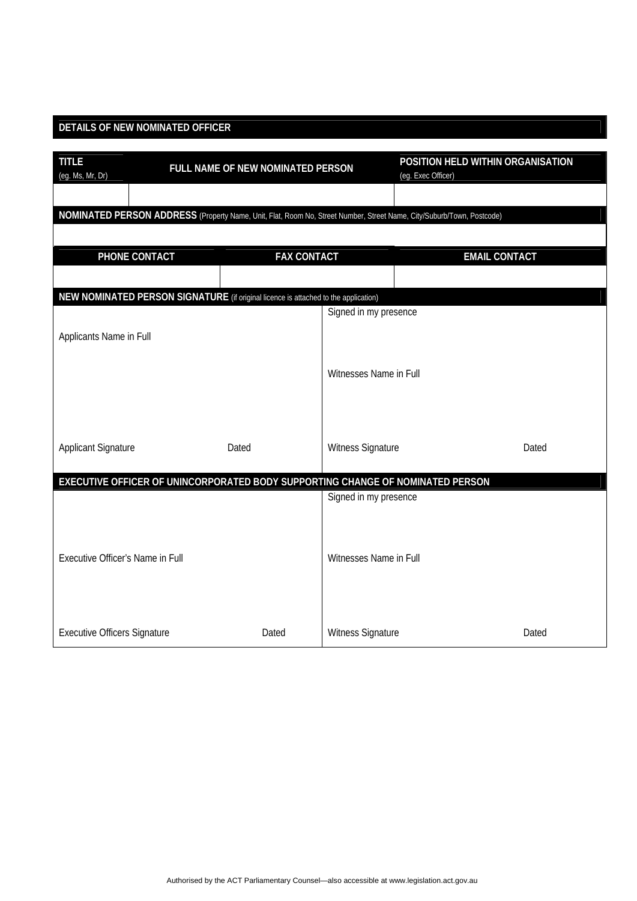## DETAILS OF NEW NOMINATED OFFICER

| TITLE (eg. Ms, Mr, Dr) | FULL NAME OF NEW NOMINATED PERSON | POSITION HELD WITHIN ORGANISATION (eg. Exec Officer) |
|---|---|---|
| | | |

**NOMINATED PERSON ADDRESS** (Property Name, Unit, Flat, Room No, Street Number, Street Name, City/Suburb/Town, Postcode)

| PHONE CONTACT | FAX CONTACT | EMAIL CONTACT |
|---|---|---|
| | | |

**NEW NOMINATED PERSON SIGNATURE** (if original licence is attached to the application)

| | |
|---|---|
| Applicants Name in Full | Signed in my presence |
| | Witnesses Name in Full |
| Applicant Signature Dated | Witness Signature Dated |

**EXECUTIVE OFFICER OF UNINCORPORATED BODY SUPPORTING CHANGE OF NOMINATED PERSON**

| | |
|---|---|
| | Signed in my presence |
| Executive Officer's Name in Full | Witnesses Name in Full |
| Executive Officers Signature Dated | Witness Signature Dated |

Authorised by the ACT Parliamentary Counsel—also accessible at www.legislation.act.gov.au